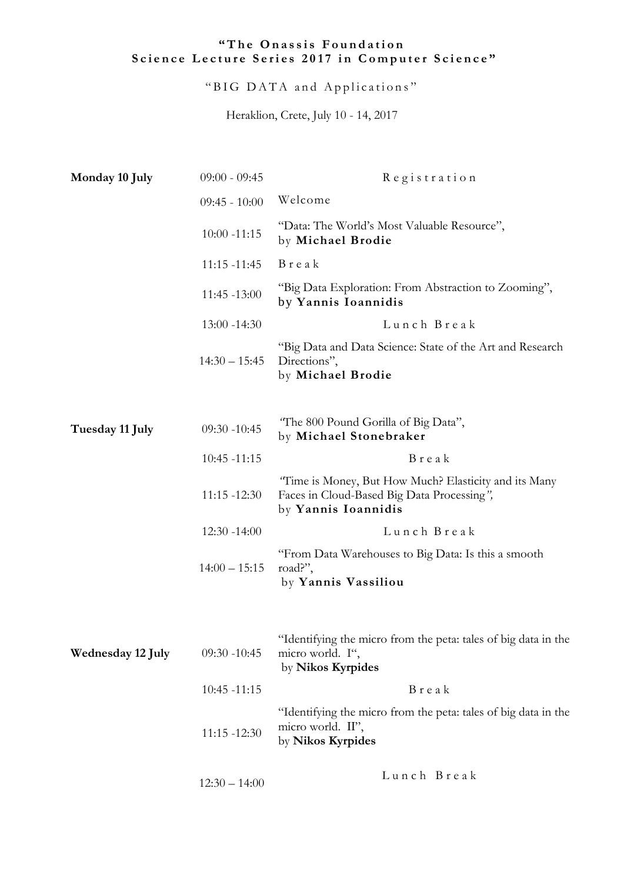**"The Onassis Foundation Science Lecture Series 2017 in Computer Science"**

"BIG DATA and Applications"

Heraklion, Crete, July 10 - 14, 2017

| | | |
|---|---|---|
| **Monday 10 July** | 09:00 - 09:45 | Registration |
| | 09:45 - 10:00 | Welcome |
| | 10:00 -11:15 | "Data: The World's Most Valuable Resource", by **Michael Brodie** |
| | 11:15 -11:45 | Break |
| | 11:45 -13:00 | "Big Data Exploration: From Abstraction to Zooming", by **Yannis Ioannidis** |
| | 13:00 -14:30 | Lunch Break |
| | 14:30 – 15:45 | "Big Data and Data Science: State of the Art and Research Directions", by **Michael Brodie** |
| **Tuesday 11 July** | 09:30 -10:45 | "The 800 Pound Gorilla of Big Data", by **Michael Stonebraker** |
| | 10:45 -11:15 | Break |
| | 11:15 -12:30 | "Time is Money, But How Much? Elasticity and its Many Faces in Cloud-Based Big Data Processing", by **Yannis Ioannidis** |
| | 12:30 -14:00 | Lunch Break |
| | 14:00 – 15:15 | "From Data Warehouses to Big Data: Is this a smooth road?", by **Yannis Vassiliou** |
| **Wednesday 12 July** | 09:30 -10:45 | "Identifying the micro from the peta: tales of big data in the micro world. I", by **Nikos Kyrpides** |
| | 10:45 -11:15 | Break |
| | 11:15 -12:30 | "Identifying the micro from the peta: tales of big data in the micro world. II", by **Nikos Kyrpides** |
| | 12:30 – 14:00 | Lunch Break |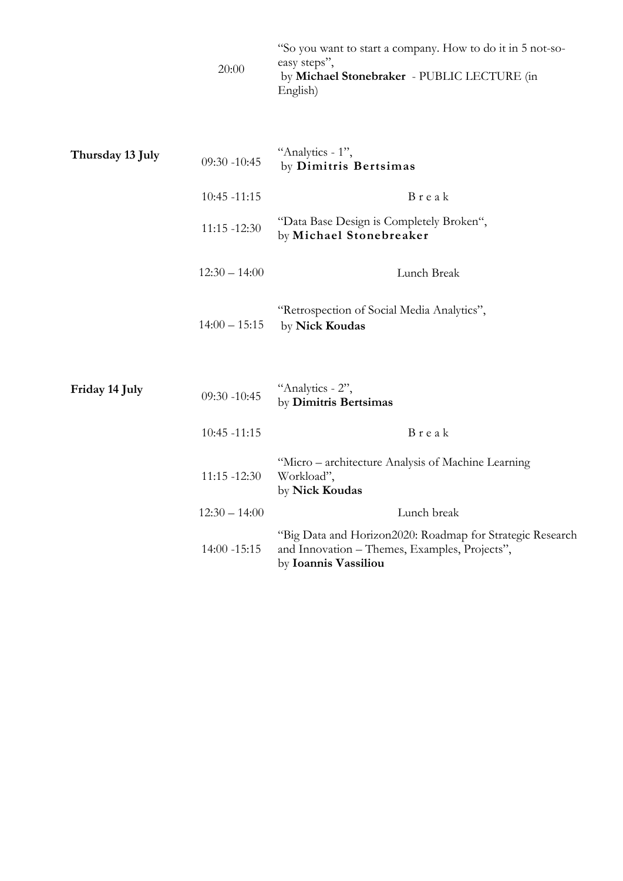| | | |
|---|---|---|
| | 20:00 | "So you want to start a company. How to do it in 5 not-so-easy steps", by **Michael Stonebraker** - PUBLIC LECTURE (in English) |
| **Thursday 13 July** | 09:30 -10:45 | "Analytics - 1", by **Dimitris Bertsimas** |
| | 10:45 -11:15 | B r e a k |
| | 11:15 -12:30 | "Data Base Design is Completely Broken", by **Michael Stonebreaker** |
| | 12:30 – 14:00 | Lunch Break |
| | 14:00 – 15:15 | "Retrospection of Social Media Analytics", by **Nick Koudas** |
| **Friday 14 July** | 09:30 -10:45 | "Analytics - 2", by **Dimitris Bertsimas** |
| | 10:45 -11:15 | B r e a k |
| | 11:15 -12:30 | "Micro – architecture Analysis of Machine Learning Workload", by **Nick Koudas** |
| | 12:30 – 14:00 | Lunch break |
| | 14:00 -15:15 | "Big Data and Horizon2020: Roadmap for Strategic Research and Innovation – Themes, Examples, Projects", by **Ioannis Vassiliou** |